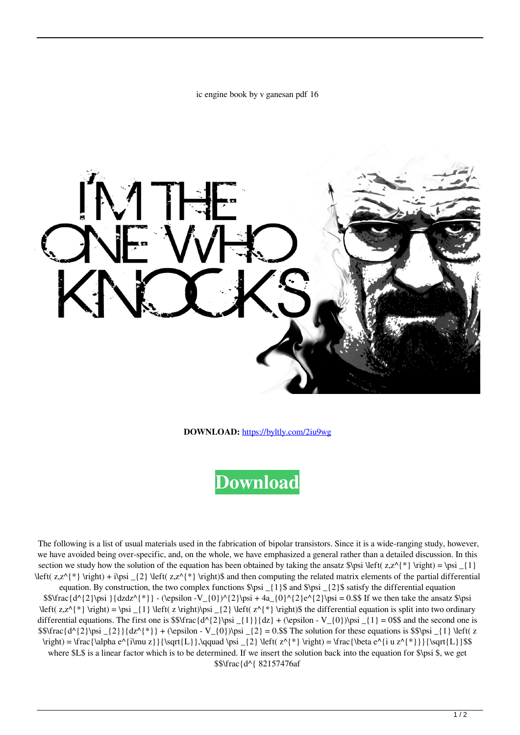ic engine book by v ganesan pdf 16

**DOWNLOAD:** https://byltly.com/2iu9wg

Download

The following is a list of usual materials used in the fabrication of bipolar transistors. Since it is a wide-ranging study, however, we have avoided being over-specific, and, on the whole, we have emphasized a general rather than a detailed discussion. In this section we study how the solution of the equation has been obtained by taking the ansatz $\psi \left( z,z^{*} \right) = \psi _{1} \left( z,z^{*} \right) + i\psi _{2} \left( z,z^{*} \right)$ and then computing the related matrix elements of the partial differential equation. By construction, the two complex functions $\psi _{1}$ and $\psi _{2}$ satisfy the differential equation $$\frac{d^{2}\psi }{dzdz^{*}} - (\epsilon -V_{0})^{2}\psi + 4a_{0}^{2}e^{2}\psi = 0.$$ If we then take the ansatz $\psi \left( z,z^{*} \right) = \psi _{1} \left( z \right)\psi _{2} \left( z^{*} \right)$ the differential equation is split into two ordinary differential equations. The first one is $$\frac{d^{2}\psi _{1}}{dz} + (\epsilon - V_{0})\psi _{1} = 0$$ and the second one is $$\frac{d^{2}\psi _{2}}{dz^{*}} + (\epsilon - V_{0})\psi _{2} = 0.$$ The solution for these equations is $$\psi _{1} \left( z \right) = \frac{\alpha e^{i\mu z}}{\sqrt{L}},\qquad \psi _{2} \left( z^{*} \right) = \frac{\beta e^{i u z^{*}}}{\sqrt{L}}$$ where $L$ is a linear factor which is to be determined. If we insert the solution back into the equation for $\psi$, we get $$\frac{d^{ 82157476af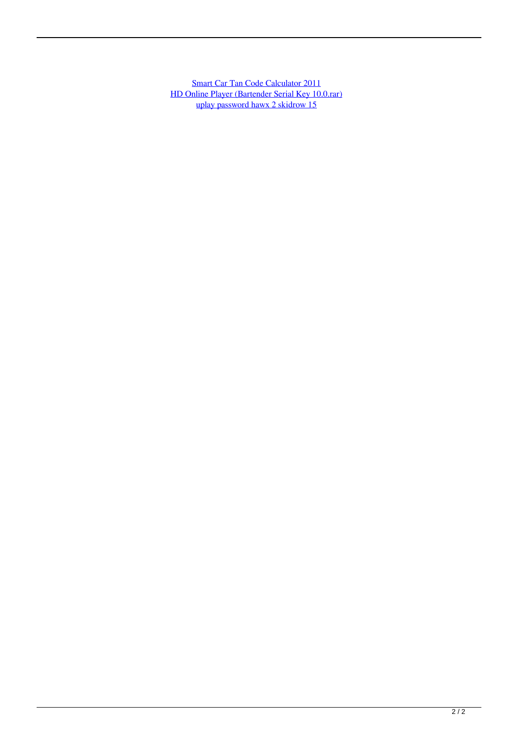[Smart Car Tan Code Calculator 2011]
[HD Online Player (Bartender Serial Key 10.0.rar)]
[uplay password hawx 2 skidrow 15]